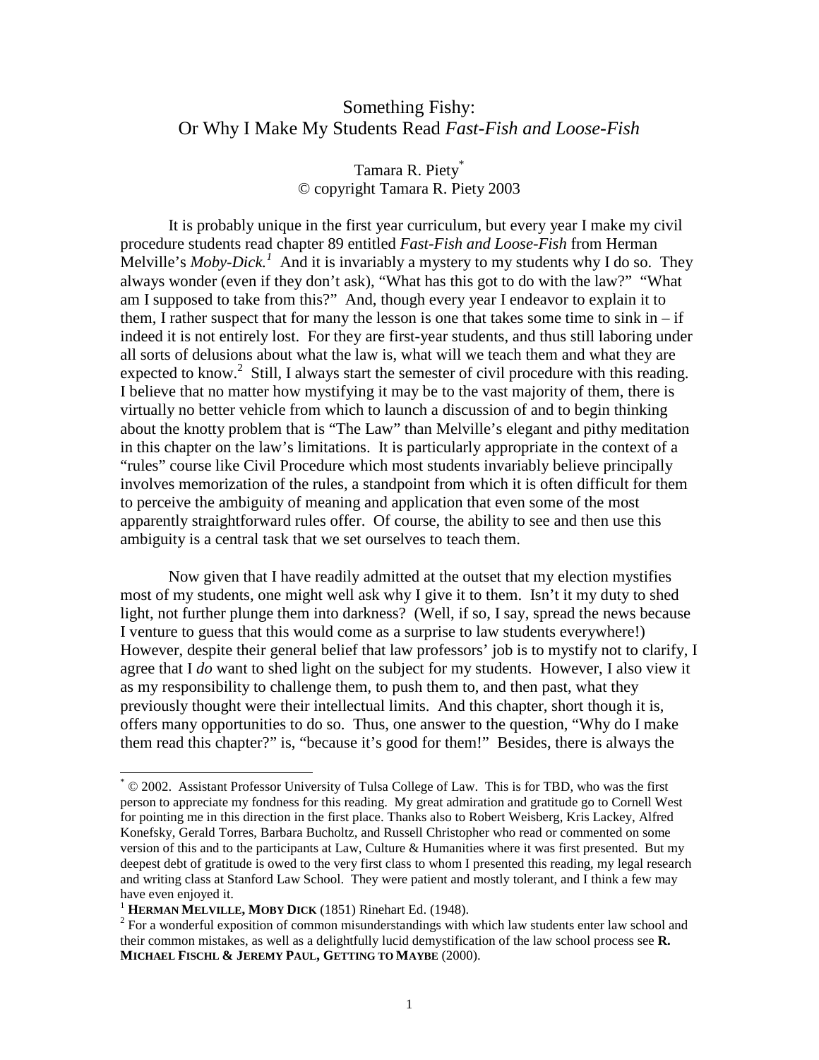# Something Fishy:
## Or Why I Make My Students Read *Fast-Fish and Loose-Fish*

Tamara R. Piety[*]
© copyright Tamara R. Piety 2003

It is probably unique in the first year curriculum, but every year I make my civil procedure students read chapter 89 entitled *Fast-Fish and Loose-Fish* from Herman Melville's *Moby-Dick.*[1] And it is invariably a mystery to my students why I do so. They always wonder (even if they don't ask), "What has this got to do with the law?" "What am I supposed to take from this?" And, though every year I endeavor to explain it to them, I rather suspect that for many the lesson is one that takes some time to sink in – if indeed it is not entirely lost. For they are first-year students, and thus still laboring under all sorts of delusions about what the law is, what will we teach them and what they are expected to know.[2] Still, I always start the semester of civil procedure with this reading. I believe that no matter how mystifying it may be to the vast majority of them, there is virtually no better vehicle from which to launch a discussion of and to begin thinking about the knotty problem that is "The Law" than Melville's elegant and pithy meditation in this chapter on the law's limitations. It is particularly appropriate in the context of a "rules" course like Civil Procedure which most students invariably believe principally involves memorization of the rules, a standpoint from which it is often difficult for them to perceive the ambiguity of meaning and application that even some of the most apparently straightforward rules offer. Of course, the ability to see and then use this ambiguity is a central task that we set ourselves to teach them.

Now given that I have readily admitted at the outset that my election mystifies most of my students, one might well ask why I give it to them. Isn't it my duty to shed light, not further plunge them into darkness? (Well, if so, I say, spread the news because I venture to guess that this would come as a surprise to law students everywhere!) However, despite their general belief that law professors' job is to mystify not to clarify, I agree that I *do* want to shed light on the subject for my students. However, I also view it as my responsibility to challenge them, to push them to, and then past, what they previously thought were their intellectual limits. And this chapter, short though it is, offers many opportunities to do so. Thus, one answer to the question, "Why do I make them read this chapter?" is, "because it's good for them!" Besides, there is always the

---

[*] © 2002. Assistant Professor University of Tulsa College of Law. This is for TBD, who was the first person to appreciate my fondness for this reading. My great admiration and gratitude go to Cornell West for pointing me in this direction in the first place. Thanks also to Robert Weisberg, Kris Lackey, Alfred Konefsky, Gerald Torres, Barbara Bucholtz, and Russell Christopher who read or commented on some version of this and to the participants at Law, Culture & Humanities where it was first presented. But my deepest debt of gratitude is owed to the very first class to whom I presented this reading, my legal research and writing class at Stanford Law School. They were patient and mostly tolerant, and I think a few may have even enjoyed it.

[1] **HERMAN MELVILLE, MOBY DICK** (1851) Rinehart Ed. (1948).

[2] For a wonderful exposition of common misunderstandings with which law students enter law school and their common mistakes, as well as a delightfully lucid demystification of the law school process see **R. MICHAEL FISCHL & JEREMY PAUL, GETTING TO MAYBE** (2000).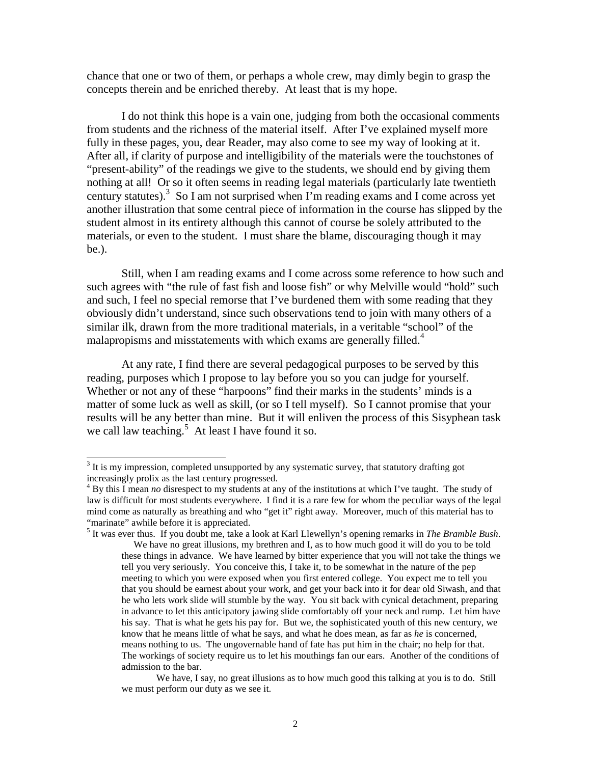chance that one or two of them, or perhaps a whole crew, may dimly begin to grasp the concepts therein and be enriched thereby. At least that is my hope.

I do not think this hope is a vain one, judging from both the occasional comments from students and the richness of the material itself. After I've explained myself more fully in these pages, you, dear Reader, may also come to see my way of looking at it. After all, if clarity of purpose and intelligibility of the materials were the touchstones of "present-ability" of the readings we give to the students, we should end by giving them nothing at all! Or so it often seems in reading legal materials (particularly late twentieth century statutes).[3] So I am not surprised when I'm reading exams and I come across yet another illustration that some central piece of information in the course has slipped by the student almost in its entirety although this cannot of course be solely attributed to the materials, or even to the student. I must share the blame, discouraging though it may be.).

Still, when I am reading exams and I come across some reference to how such and such agrees with "the rule of fast fish and loose fish" or why Melville would "hold" such and such, I feel no special remorse that I've burdened them with some reading that they obviously didn't understand, since such observations tend to join with many others of a similar ilk, drawn from the more traditional materials, in a veritable "school" of the malapropisms and misstatements with which exams are generally filled.[4]

At any rate, I find there are several pedagogical purposes to be served by this reading, purposes which I propose to lay before you so you can judge for yourself. Whether or not any of these "harpoons" find their marks in the students' minds is a matter of some luck as well as skill, (or so I tell myself). So I cannot promise that your results will be any better than mine. But it will enliven the process of this Sisyphean task we call law teaching.[5] At least I have found it so.

---

[3] It is my impression, completed unsupported by any systematic survey, that statutory drafting got increasingly prolix as the last century progressed.

[4] By this I mean *no* disrespect to my students at any of the institutions at which I've taught. The study of law is difficult for most students everywhere. I find it is a rare few for whom the peculiar ways of the legal mind come as naturally as breathing and who "get it" right away. Moreover, much of this material has to "marinate" awhile before it is appreciated.

[5] It was ever thus. If you doubt me, take a look at Karl Llewellyn's opening remarks in *The Bramble Bush*.

> We have no great illusions, my brethren and I, as to how much good it will do you to be told these things in advance. We have learned by bitter experience that you will not take the things we tell you very seriously. You conceive this, I take it, to be somewhat in the nature of the pep meeting to which you were exposed when you first entered college. You expect me to tell you that you should be earnest about your work, and get your back into it for dear old Siwash, and that he who lets work slide will stumble by the way. You sit back with cynical detachment, preparing in advance to let this anticipatory jawing slide comfortably off your neck and rump. Let him have his say. That is what he gets his pay for. But we, the sophisticated youth of this new century, we know that he means little of what he says, and what he does mean, as far as *he* is concerned, means nothing to us. The ungovernable hand of fate has put him in the chair; no help for that. The workings of society require us to let his mouthings fan our ears. Another of the conditions of admission to the bar.
>
> We have, I say, no great illusions as to how much good this talking at you is to do. Still we must perform our duty as we see it.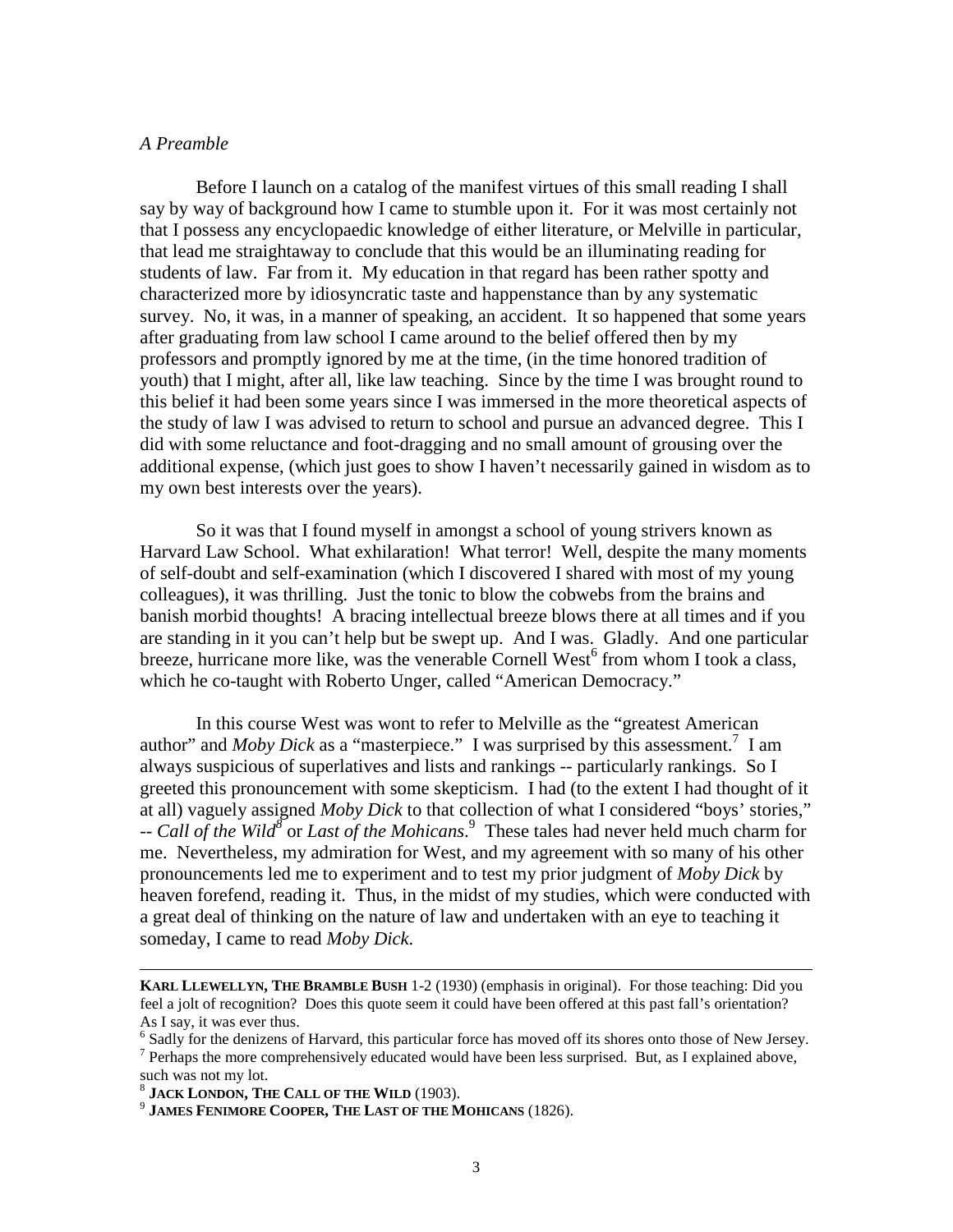*A Preamble*

Before I launch on a catalog of the manifest virtues of this small reading I shall say by way of background how I came to stumble upon it. For it was most certainly not that I possess any encyclopaedic knowledge of either literature, or Melville in particular, that lead me straightaway to conclude that this would be an illuminating reading for students of law. Far from it. My education in that regard has been rather spotty and characterized more by idiosyncratic taste and happenstance than by any systematic survey. No, it was, in a manner of speaking, an accident. It so happened that some years after graduating from law school I came around to the belief offered then by my professors and promptly ignored by me at the time, (in the time honored tradition of youth) that I might, after all, like law teaching. Since by the time I was brought round to this belief it had been some years since I was immersed in the more theoretical aspects of the study of law I was advised to return to school and pursue an advanced degree. This I did with some reluctance and foot-dragging and no small amount of grousing over the additional expense, (which just goes to show I haven't necessarily gained in wisdom as to my own best interests over the years).

So it was that I found myself in amongst a school of young strivers known as Harvard Law School. What exhilaration! What terror! Well, despite the many moments of self-doubt and self-examination (which I discovered I shared with most of my young colleagues), it was thrilling. Just the tonic to blow the cobwebs from the brains and banish morbid thoughts! A bracing intellectual breeze blows there at all times and if you are standing in it you can't help but be swept up. And I was. Gladly. And one particular breeze, hurricane more like, was the venerable Cornell West[6] from whom I took a class, which he co-taught with Roberto Unger, called "American Democracy."

In this course West was wont to refer to Melville as the "greatest American author" and *Moby Dick* as a "masterpiece." I was surprised by this assessment.[7] I am always suspicious of superlatives and lists and rankings -- particularly rankings. So I greeted this pronouncement with some skepticism. I had (to the extent I had thought of it at all) vaguely assigned *Moby Dick* to that collection of what I considered "boys' stories," -- *Call of the Wild*[8] or *Last of the Mohicans*.[9] These tales had never held much charm for me. Nevertheless, my admiration for West, and my agreement with so many of his other pronouncements led me to experiment and to test my prior judgment of *Moby Dick* by heaven forefend, reading it. Thus, in the midst of my studies, which were conducted with a great deal of thinking on the nature of law and undertaken with an eye to teaching it someday, I came to read *Moby Dick*.

---

**KARL LLEWELLYN, THE BRAMBLE BUSH** 1-2 (1930) (emphasis in original). For those teaching: Did you feel a jolt of recognition? Does this quote seem it could have been offered at this past fall's orientation? As I say, it was ever thus.

[6] Sadly for the denizens of Harvard, this particular force has moved off its shores onto those of New Jersey.

[7] Perhaps the more comprehensively educated would have been less surprised. But, as I explained above, such was not my lot.

[8] **JACK LONDON, THE CALL OF THE WILD** (1903).

[9] **JAMES FENIMORE COOPER, THE LAST OF THE MOHICANS** (1826).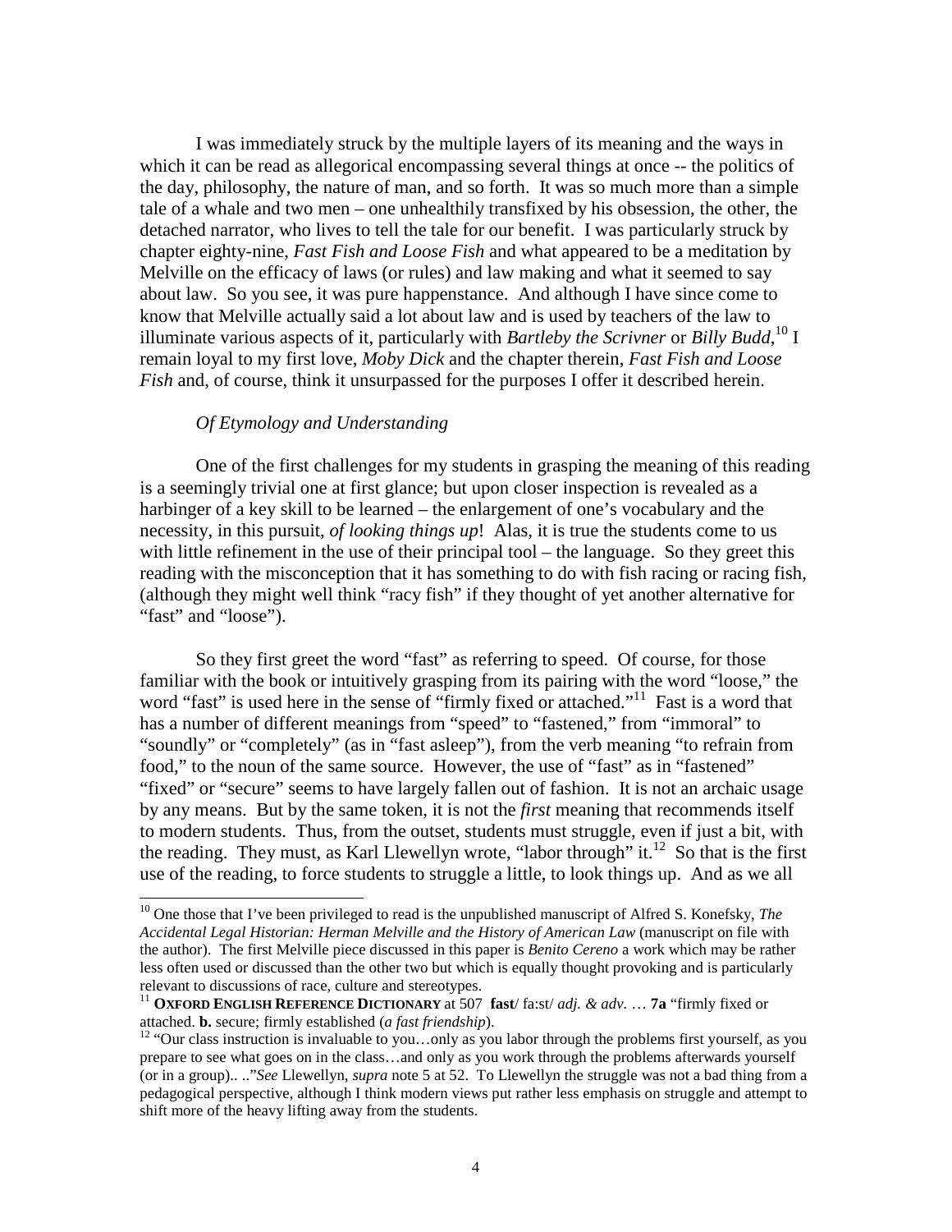I was immediately struck by the multiple layers of its meaning and the ways in which it can be read as allegorical encompassing several things at once -- the politics of the day, philosophy, the nature of man, and so forth. It was so much more than a simple tale of a whale and two men – one unhealthily transfixed by his obsession, the other, the detached narrator, who lives to tell the tale for our benefit. I was particularly struck by chapter eighty-nine, *Fast Fish and Loose Fish* and what appeared to be a meditation by Melville on the efficacy of laws (or rules) and law making and what it seemed to say about law. So you see, it was pure happenstance. And although I have since come to know that Melville actually said a lot about law and is used by teachers of the law to illuminate various aspects of it, particularly with *Bartleby the Scrivner* or *Billy Budd*,[10] I remain loyal to my first love, *Moby Dick* and the chapter therein, *Fast Fish and Loose Fish* and, of course, think it unsurpassed for the purposes I offer it described herein.

*Of Etymology and Understanding*

One of the first challenges for my students in grasping the meaning of this reading is a seemingly trivial one at first glance; but upon closer inspection is revealed as a harbinger of a key skill to be learned – the enlargement of one's vocabulary and the necessity, in this pursuit, *of looking things up*! Alas, it is true the students come to us with little refinement in the use of their principal tool – the language. So they greet this reading with the misconception that it has something to do with fish racing or racing fish, (although they might well think "racy fish" if they thought of yet another alternative for "fast" and "loose").

So they first greet the word "fast" as referring to speed. Of course, for those familiar with the book or intuitively grasping from its pairing with the word "loose," the word "fast" is used here in the sense of "firmly fixed or attached."[11] Fast is a word that has a number of different meanings from "speed" to "fastened," from "immoral" to "soundly" or "completely" (as in "fast asleep"), from the verb meaning "to refrain from food," to the noun of the same source. However, the use of "fast" as in "fastened" "fixed" or "secure" seems to have largely fallen out of fashion. It is not an archaic usage by any means. But by the same token, it is not the *first* meaning that recommends itself to modern students. Thus, from the outset, students must struggle, even if just a bit, with the reading. They must, as Karl Llewellyn wrote, "labor through" it.[12] So that is the first use of the reading, to force students to struggle a little, to look things up. And as we all

---

[10] One those that I've been privileged to read is the unpublished manuscript of Alfred S. Konefsky, *The Accidental Legal Historian: Herman Melville and the History of American Law* (manuscript on file with the author). The first Melville piece discussed in this paper is *Benito Cereno* a work which may be rather less often used or discussed than the other two but which is equally thought provoking and is particularly relevant to discussions of race, culture and stereotypes.

[11] **OXFORD ENGLISH REFERENCE DICTIONARY** at 507 **fast**/ fa:st/ *adj. & adv.* … **7a** "firmly fixed or attached. **b.** secure; firmly established (*a fast friendship*).

[12] "Our class instruction is invaluable to you…only as you labor through the problems first yourself, as you prepare to see what goes on in the class…and only as you work through the problems afterwards yourself (or in a group).. .."*See* Llewellyn, *supra* note 5 at 52. To Llewellyn the struggle was not a bad thing from a pedagogical perspective, although I think modern views put rather less emphasis on struggle and attempt to shift more of the heavy lifting away from the students.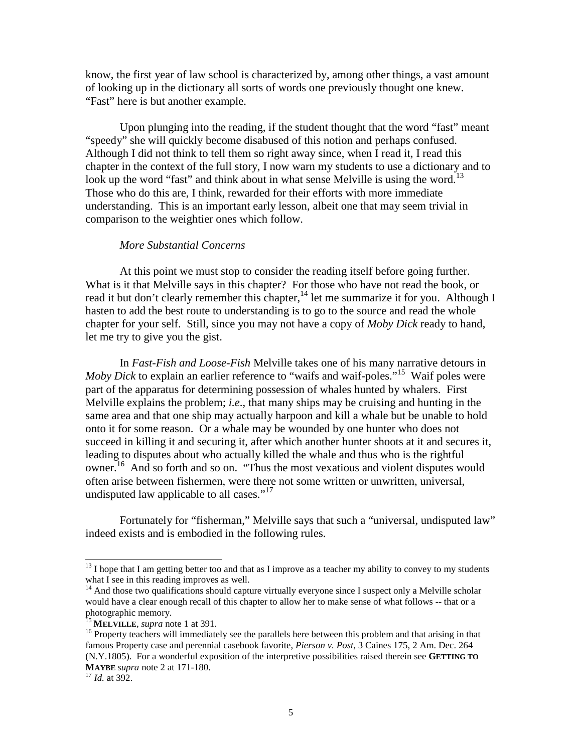know, the first year of law school is characterized by, among other things, a vast amount of looking up in the dictionary all sorts of words one previously thought one knew. "Fast" here is but another example.

Upon plunging into the reading, if the student thought that the word "fast" meant "speedy" she will quickly become disabused of this notion and perhaps confused. Although I did not think to tell them so right away since, when I read it, I read this chapter in the context of the full story, I now warn my students to use a dictionary and to look up the word "fast" and think about in what sense Melville is using the word.[13] Those who do this are, I think, rewarded for their efforts with more immediate understanding. This is an important early lesson, albeit one that may seem trivial in comparison to the weightier ones which follow.

*More Substantial Concerns*

At this point we must stop to consider the reading itself before going further. What is it that Melville says in this chapter? For those who have not read the book, or read it but don't clearly remember this chapter,[14] let me summarize it for you. Although I hasten to add the best route to understanding is to go to the source and read the whole chapter for your self. Still, since you may not have a copy of *Moby Dick* ready to hand, let me try to give you the gist.

In *Fast-Fish and Loose-Fish* Melville takes one of his many narrative detours in *Moby Dick* to explain an earlier reference to "waifs and waif-poles."[15] Waif poles were part of the apparatus for determining possession of whales hunted by whalers. First Melville explains the problem; *i.e*., that many ships may be cruising and hunting in the same area and that one ship may actually harpoon and kill a whale but be unable to hold onto it for some reason. Or a whale may be wounded by one hunter who does not succeed in killing it and securing it, after which another hunter shoots at it and secures it, leading to disputes about who actually killed the whale and thus who is the rightful owner.[16] And so forth and so on. "Thus the most vexatious and violent disputes would often arise between fishermen, were there not some written or unwritten, universal, undisputed law applicable to all cases."[17]

Fortunately for "fisherman," Melville says that such a "universal, undisputed law" indeed exists and is embodied in the following rules.

---

[13] I hope that I am getting better too and that as I improve as a teacher my ability to convey to my students what I see in this reading improves as well.

[14] And those two qualifications should capture virtually everyone since I suspect only a Melville scholar would have a clear enough recall of this chapter to allow her to make sense of what follows -- that or a photographic memory.

[15] **MELVILLE**, *supra* note 1 at 391.

[16] Property teachers will immediately see the parallels here between this problem and that arising in that famous Property case and perennial casebook favorite, *Pierson v. Post*, 3 Caines 175, 2 Am. Dec. 264 (N.Y.1805). For a wonderful exposition of the interpretive possibilities raised therein see **GETTING TO MAYBE** *supra* note 2 at 171-180.

[17] *Id.* at 392.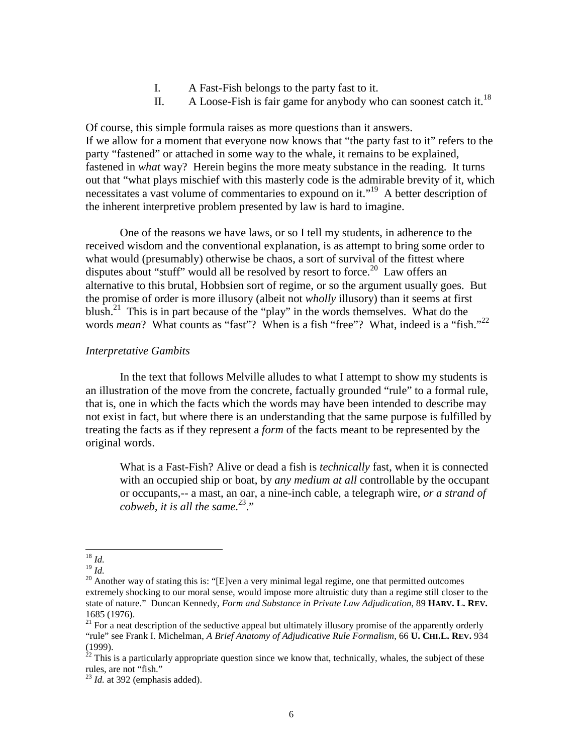I. A Fast-Fish belongs to the party fast to it.

II. A Loose-Fish is fair game for anybody who can soonest catch it.[18]

Of course, this simple formula raises as more questions than it answers.
If we allow for a moment that everyone now knows that "the party fast to it" refers to the party "fastened" or attached in some way to the whale, it remains to be explained, fastened in *what* way? Herein begins the more meaty substance in the reading. It turns out that "what plays mischief with this masterly code is the admirable brevity of it, which necessitates a vast volume of commentaries to expound on it."[19] A better description of the inherent interpretive problem presented by law is hard to imagine.

One of the reasons we have laws, or so I tell my students, in adherence to the received wisdom and the conventional explanation, is as attempt to bring some order to what would (presumably) otherwise be chaos, a sort of survival of the fittest where disputes about "stuff" would all be resolved by resort to force.[20] Law offers an alternative to this brutal, Hobbsien sort of regime, or so the argument usually goes. But the promise of order is more illusory (albeit not *wholly* illusory) than it seems at first blush.[21] This is in part because of the "play" in the words themselves. What do the words *mean*? What counts as "fast"? When is a fish "free"? What, indeed is a "fish."[22]

*Interpretative Gambits*

In the text that follows Melville alludes to what I attempt to show my students is an illustration of the move from the concrete, factually grounded "rule" to a formal rule, that is, one in which the facts which the words may have been intended to describe may not exist in fact, but where there is an understanding that the same purpose is fulfilled by treating the facts as if they represent a *form* of the facts meant to be represented by the original words.

> What is a Fast-Fish? Alive or dead a fish is *technically* fast, when it is connected with an occupied ship or boat, by *any medium at all* controllable by the occupant or occupants,-- a mast, an oar, a nine-inch cable, a telegraph wire, *or a strand of cobweb, it is all the same.*[23]."

---

[18] *Id.*

[19] *Id.*

[20] Another way of stating this is: "[E]ven a very minimal legal regime, one that permitted outcomes extremely shocking to our moral sense, would impose more altruistic duty than a regime still closer to the state of nature." Duncan Kennedy, *Form and Substance in Private Law Adjudication,* 89 **HARV. L. REV.** 1685 (1976).

[21] For a neat description of the seductive appeal but ultimately illusory promise of the apparently orderly "rule" see Frank I. Michelman, *A Brief Anatomy of Adjudicative Rule Formalism*, 66 **U. CHI.L. REV.** 934 (1999).

[22] This is a particularly appropriate question since we know that, technically, whales, the subject of these rules, are not "fish."

[23] *Id.* at 392 (emphasis added).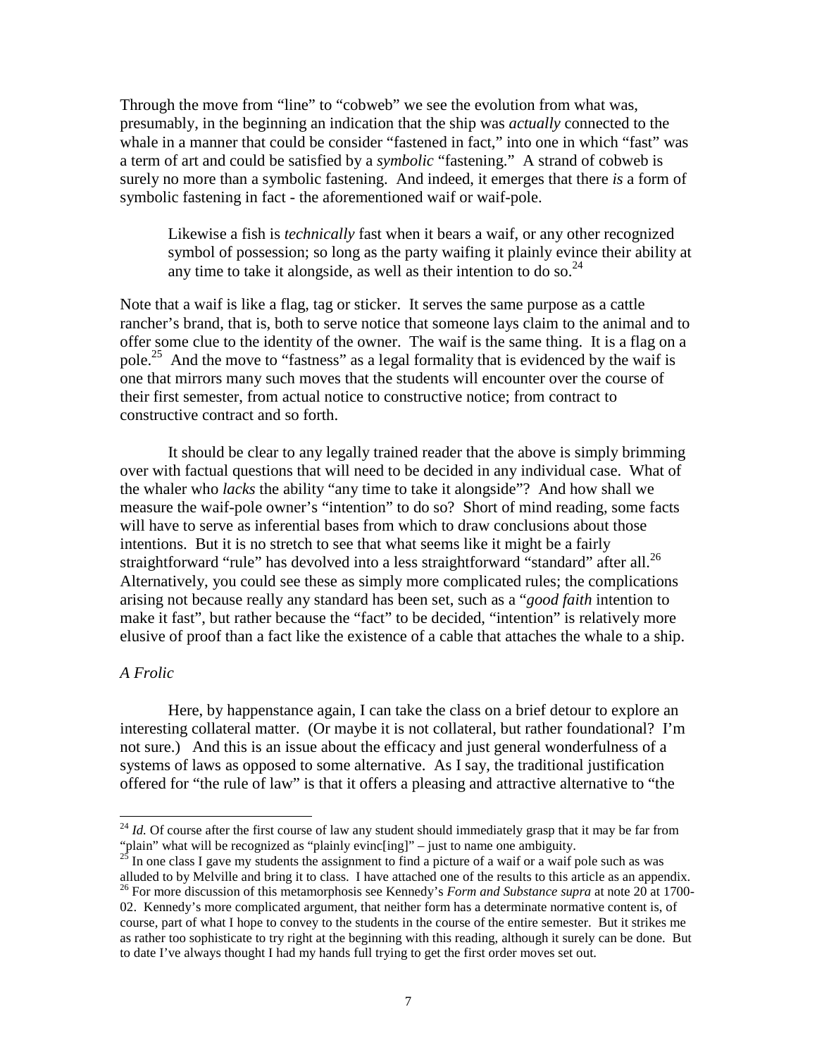Through the move from "line" to "cobweb" we see the evolution from what was, presumably, in the beginning an indication that the ship was *actually* connected to the whale in a manner that could be consider "fastened in fact," into one in which "fast" was a term of art and could be satisfied by a *symbolic* "fastening." A strand of cobweb is surely no more than a symbolic fastening. And indeed, it emerges that there *is* a form of symbolic fastening in fact - the aforementioned waif or waif-pole.

> Likewise a fish is *technically* fast when it bears a waif, or any other recognized symbol of possession; so long as the party waifing it plainly evince their ability at any time to take it alongside, as well as their intention to do so.[24]

Note that a waif is like a flag, tag or sticker. It serves the same purpose as a cattle rancher's brand, that is, both to serve notice that someone lays claim to the animal and to offer some clue to the identity of the owner. The waif is the same thing. It is a flag on a pole.[25] And the move to "fastness" as a legal formality that is evidenced by the waif is one that mirrors many such moves that the students will encounter over the course of their first semester, from actual notice to constructive notice; from contract to constructive contract and so forth.

It should be clear to any legally trained reader that the above is simply brimming over with factual questions that will need to be decided in any individual case. What of the whaler who *lacks* the ability "any time to take it alongside"? And how shall we measure the waif-pole owner's "intention" to do so? Short of mind reading, some facts will have to serve as inferential bases from which to draw conclusions about those intentions. But it is no stretch to see that what seems like it might be a fairly straightforward "rule" has devolved into a less straightforward "standard" after all.[26] Alternatively, you could see these as simply more complicated rules; the complications arising not because really any standard has been set, such as a "*good faith* intention to make it fast", but rather because the "fact" to be decided, "intention" is relatively more elusive of proof than a fact like the existence of a cable that attaches the whale to a ship.

*A Frolic*

Here, by happenstance again, I can take the class on a brief detour to explore an interesting collateral matter. (Or maybe it is not collateral, but rather foundational? I'm not sure.) And this is an issue about the efficacy and just general wonderfulness of a systems of laws as opposed to some alternative. As I say, the traditional justification offered for "the rule of law" is that it offers a pleasing and attractive alternative to "the

---

[24] *Id.* Of course after the first course of law any student should immediately grasp that it may be far from "plain" what will be recognized as "plainly evinc[ing]" – just to name one ambiguity.

[25] In one class I gave my students the assignment to find a picture of a waif or a waif pole such as was alluded to by Melville and bring it to class. I have attached one of the results to this article as an appendix.

[26] For more discussion of this metamorphosis see Kennedy's *Form and Substance supra* at note 20 at 1700-02. Kennedy's more complicated argument, that neither form has a determinate normative content is, of course, part of what I hope to convey to the students in the course of the entire semester. But it strikes me as rather too sophisticate to try right at the beginning with this reading, although it surely can be done. But to date I've always thought I had my hands full trying to get the first order moves set out.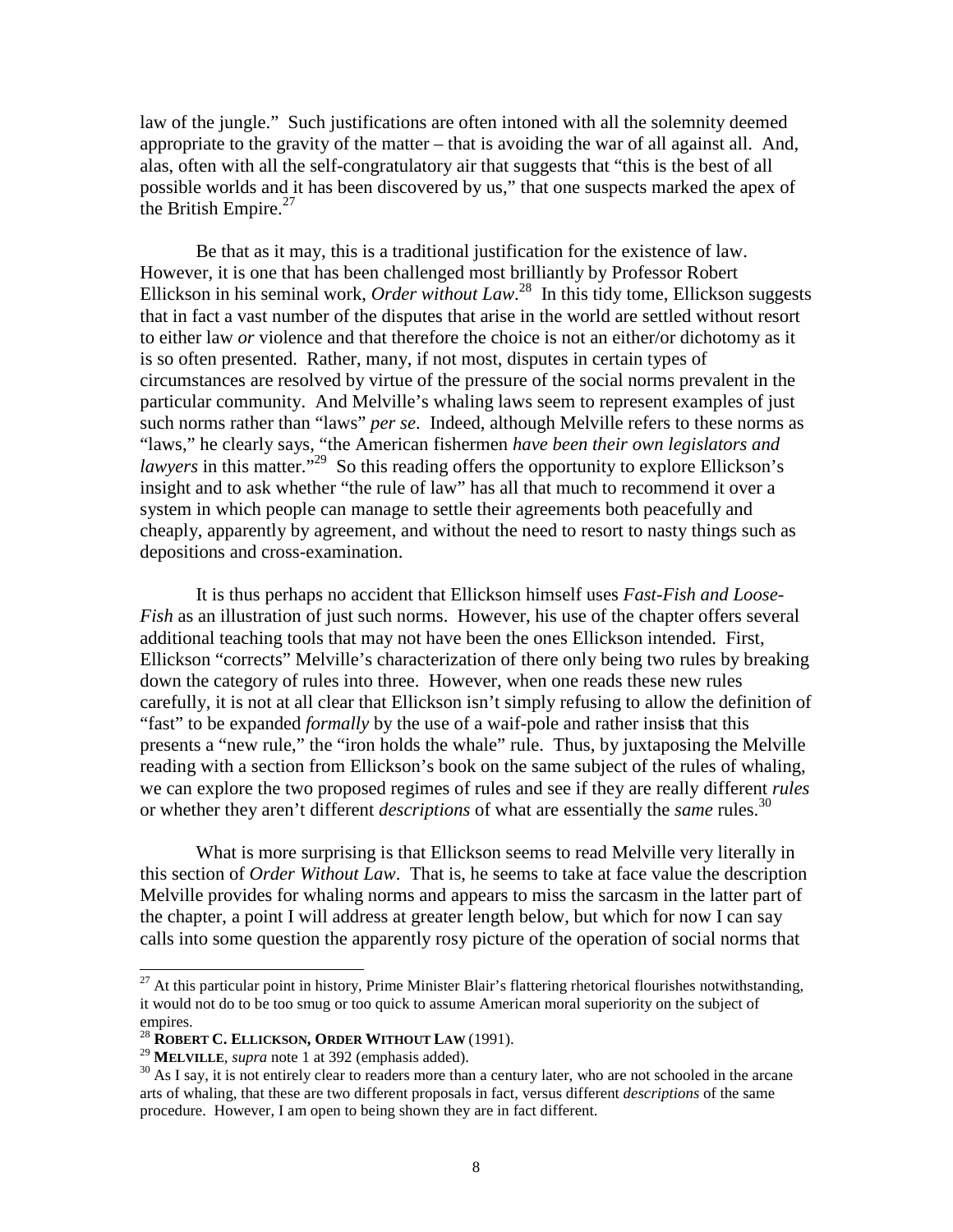law of the jungle." Such justifications are often intoned with all the solemnity deemed appropriate to the gravity of the matter – that is avoiding the war of all against all. And, alas, often with all the self-congratulatory air that suggests that "this is the best of all possible worlds and it has been discovered by us," that one suspects marked the apex of the British Empire.[27]

Be that as it may, this is a traditional justification for the existence of law. However, it is one that has been challenged most brilliantly by Professor Robert Ellickson in his seminal work, *Order without Law*.[28] In this tidy tome, Ellickson suggests that in fact a vast number of the disputes that arise in the world are settled without resort to either law *or* violence and that therefore the choice is not an either/or dichotomy as it is so often presented. Rather, many, if not most, disputes in certain types of circumstances are resolved by virtue of the pressure of the social norms prevalent in the particular community. And Melville's whaling laws seem to represent examples of just such norms rather than "laws" *per se*. Indeed, although Melville refers to these norms as "laws," he clearly says, "the American fishermen *have been their own legislators and lawyers* in this matter."[29] So this reading offers the opportunity to explore Ellickson's insight and to ask whether "the rule of law" has all that much to recommend it over a system in which people can manage to settle their agreements both peacefully and cheaply, apparently by agreement, and without the need to resort to nasty things such as depositions and cross-examination.

It is thus perhaps no accident that Ellickson himself uses *Fast-Fish and Loose-Fish* as an illustration of just such norms. However, his use of the chapter offers several additional teaching tools that may not have been the ones Ellickson intended. First, Ellickson "corrects" Melville's characterization of there only being two rules by breaking down the category of rules into three. However, when one reads these new rules carefully, it is not at all clear that Ellickson isn't simply refusing to allow the definition of "fast" to be expanded *formally* by the use of a waif-pole and rather insists that this presents a "new rule," the "iron holds the whale" rule. Thus, by juxtaposing the Melville reading with a section from Ellickson's book on the same subject of the rules of whaling, we can explore the two proposed regimes of rules and see if they are really different *rules* or whether they aren't different *descriptions* of what are essentially the *same* rules.[30]

What is more surprising is that Ellickson seems to read Melville very literally in this section of *Order Without Law*. That is, he seems to take at face value the description Melville provides for whaling norms and appears to miss the sarcasm in the latter part of the chapter, a point I will address at greater length below, but which for now I can say calls into some question the apparently rosy picture of the operation of social norms that

---

[27] At this particular point in history, Prime Minister Blair's flattering rhetorical flourishes notwithstanding, it would not do to be too smug or too quick to assume American moral superiority on the subject of empires.

[28] **ROBERT C. ELLICKSON, ORDER WITHOUT LAW** (1991).

[29] **MELVILLE**, *supra* note 1 at 392 (emphasis added).

[30] As I say, it is not entirely clear to readers more than a century later, who are not schooled in the arcane arts of whaling, that these are two different proposals in fact, versus different *descriptions* of the same procedure. However, I am open to being shown they are in fact different.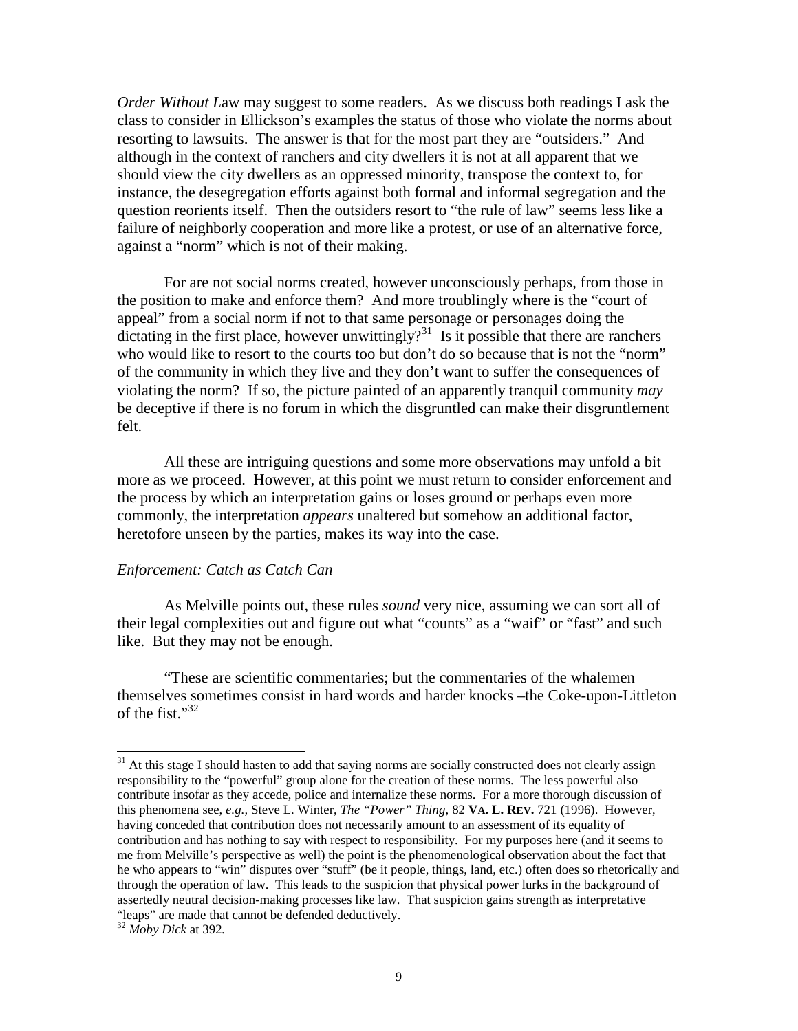*Order Without L*aw may suggest to some readers. As we discuss both readings I ask the class to consider in Ellickson's examples the status of those who violate the norms about resorting to lawsuits. The answer is that for the most part they are "outsiders." And although in the context of ranchers and city dwellers it is not at all apparent that we should view the city dwellers as an oppressed minority, transpose the context to, for instance, the desegregation efforts against both formal and informal segregation and the question reorients itself. Then the outsiders resort to "the rule of law" seems less like a failure of neighborly cooperation and more like a protest, or use of an alternative force, against a "norm" which is not of their making.

For are not social norms created, however unconsciously perhaps, from those in the position to make and enforce them? And more troublingly where is the "court of appeal" from a social norm if not to that same personage or personages doing the dictating in the first place, however unwittingly?[31] Is it possible that there are ranchers who would like to resort to the courts too but don't do so because that is not the "norm" of the community in which they live and they don't want to suffer the consequences of violating the norm? If so, the picture painted of an apparently tranquil community *may* be deceptive if there is no forum in which the disgruntled can make their disgruntlement felt.

All these are intriguing questions and some more observations may unfold a bit more as we proceed. However, at this point we must return to consider enforcement and the process by which an interpretation gains or loses ground or perhaps even more commonly, the interpretation *appears* unaltered but somehow an additional factor, heretofore unseen by the parties, makes its way into the case.

*Enforcement: Catch as Catch Can*

As Melville points out, these rules *sound* very nice, assuming we can sort all of their legal complexities out and figure out what "counts" as a "waif" or "fast" and such like. But they may not be enough.

"These are scientific commentaries; but the commentaries of the whalemen themselves sometimes consist in hard words and harder knocks –the Coke-upon-Littleton of the fist."[32]

---

[31] At this stage I should hasten to add that saying norms are socially constructed does not clearly assign responsibility to the "powerful" group alone for the creation of these norms. The less powerful also contribute insofar as they accede, police and internalize these norms. For a more thorough discussion of this phenomena see, *e.g.,* Steve L. Winter, *The "Power" Thing*, 82 **VA. L. REV.** 721 (1996). However, having conceded that contribution does not necessarily amount to an assessment of its equality of contribution and has nothing to say with respect to responsibility. For my purposes here (and it seems to me from Melville's perspective as well) the point is the phenomenological observation about the fact that he who appears to "win" disputes over "stuff" (be it people, things, land, etc.) often does so rhetorically and through the operation of law. This leads to the suspicion that physical power lurks in the background of assertedly neutral decision-making processes like law. That suspicion gains strength as interpretative "leaps" are made that cannot be defended deductively.

[32] *Moby Dick* at 392.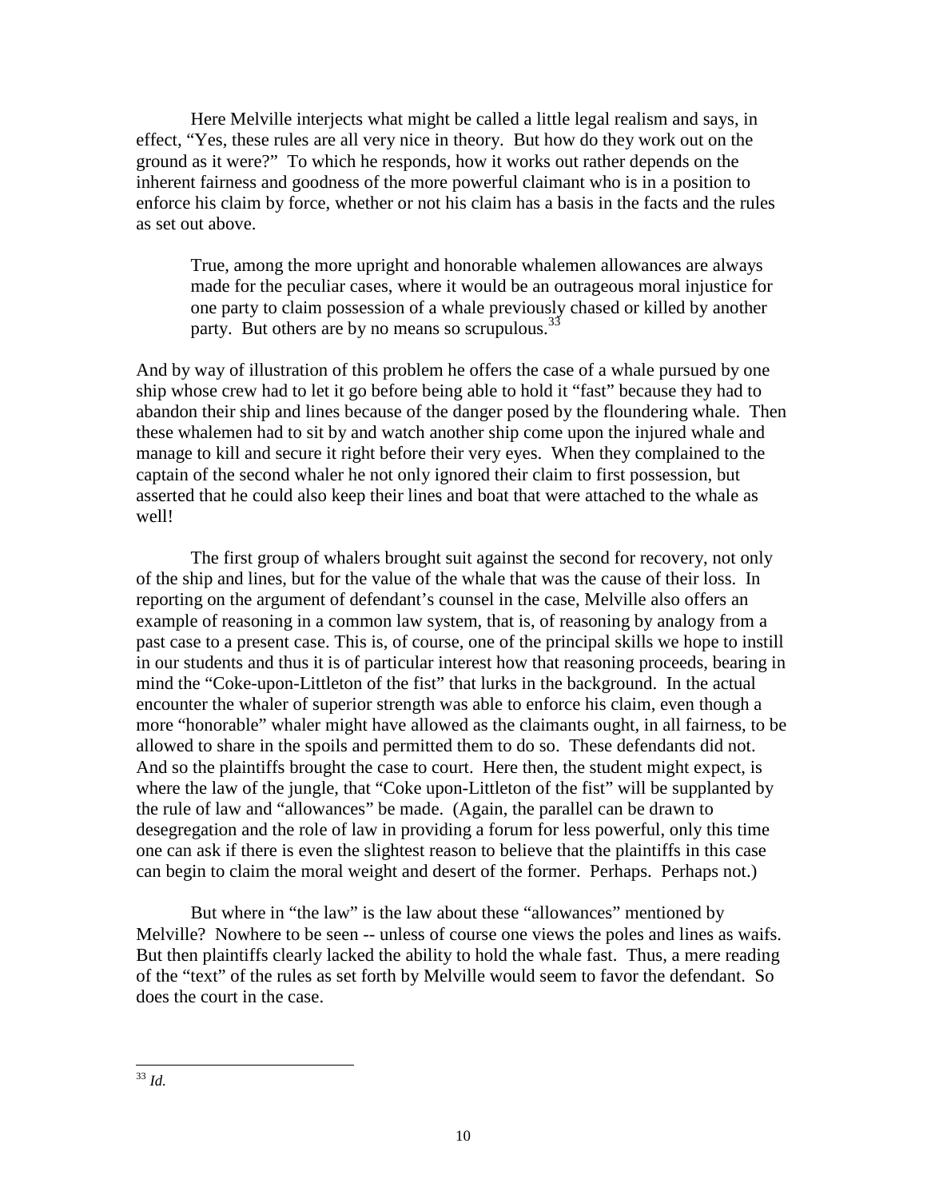Here Melville interjects what might be called a little legal realism and says, in effect, "Yes, these rules are all very nice in theory. But how do they work out on the ground as it were?" To which he responds, how it works out rather depends on the inherent fairness and goodness of the more powerful claimant who is in a position to enforce his claim by force, whether or not his claim has a basis in the facts and the rules as set out above.

> True, among the more upright and honorable whalemen allowances are always made for the peculiar cases, where it would be an outrageous moral injustice for one party to claim possession of a whale previously chased or killed by another party. But others are by no means so scrupulous.[33]

And by way of illustration of this problem he offers the case of a whale pursued by one ship whose crew had to let it go before being able to hold it "fast" because they had to abandon their ship and lines because of the danger posed by the floundering whale. Then these whalemen had to sit by and watch another ship come upon the injured whale and manage to kill and secure it right before their very eyes. When they complained to the captain of the second whaler he not only ignored their claim to first possession, but asserted that he could also keep their lines and boat that were attached to the whale as well!

The first group of whalers brought suit against the second for recovery, not only of the ship and lines, but for the value of the whale that was the cause of their loss. In reporting on the argument of defendant's counsel in the case, Melville also offers an example of reasoning in a common law system, that is, of reasoning by analogy from a past case to a present case. This is, of course, one of the principal skills we hope to instill in our students and thus it is of particular interest how that reasoning proceeds, bearing in mind the "Coke-upon-Littleton of the fist" that lurks in the background. In the actual encounter the whaler of superior strength was able to enforce his claim, even though a more "honorable" whaler might have allowed as the claimants ought, in all fairness, to be allowed to share in the spoils and permitted them to do so. These defendants did not. And so the plaintiffs brought the case to court. Here then, the student might expect, is where the law of the jungle, that "Coke upon-Littleton of the fist" will be supplanted by the rule of law and "allowances" be made. (Again, the parallel can be drawn to desegregation and the role of law in providing a forum for less powerful, only this time one can ask if there is even the slightest reason to believe that the plaintiffs in this case can begin to claim the moral weight and desert of the former. Perhaps. Perhaps not.)

But where in "the law" is the law about these "allowances" mentioned by Melville? Nowhere to be seen -- unless of course one views the poles and lines as waifs. But then plaintiffs clearly lacked the ability to hold the whale fast. Thus, a mere reading of the "text" of the rules as set forth by Melville would seem to favor the defendant. So does the court in the case.

---

[33] *Id.*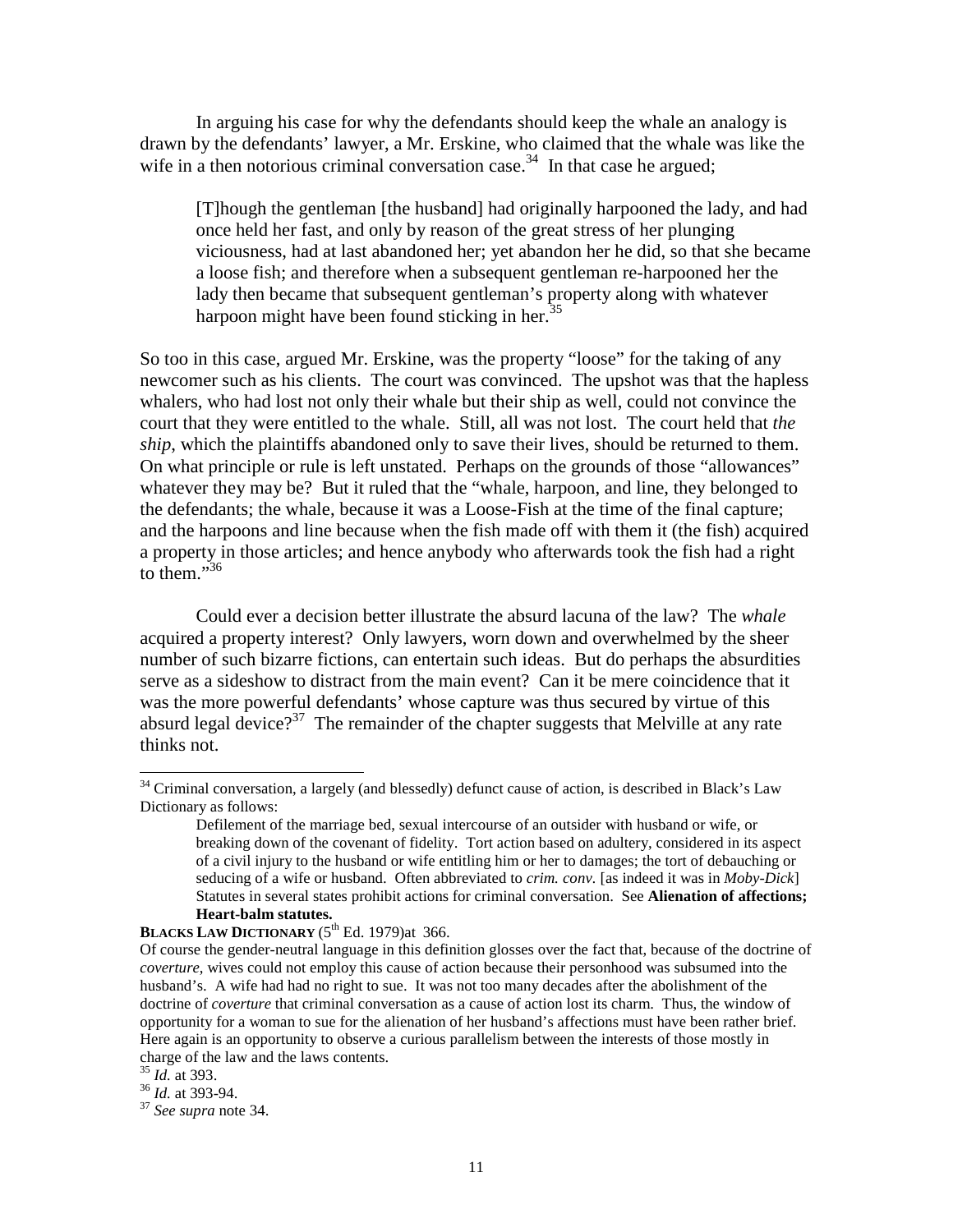In arguing his case for why the defendants should keep the whale an analogy is drawn by the defendants' lawyer, a Mr. Erskine, who claimed that the whale was like the wife in a then notorious criminal conversation case.[34] In that case he argued;

> [T]hough the gentleman [the husband] had originally harpooned the lady, and had once held her fast, and only by reason of the great stress of her plunging viciousness, had at last abandoned her; yet abandon her he did, so that she became a loose fish; and therefore when a subsequent gentleman re-harpooned her the lady then became that subsequent gentleman's property along with whatever harpoon might have been found sticking in her.[35]

So too in this case, argued Mr. Erskine, was the property "loose" for the taking of any newcomer such as his clients. The court was convinced. The upshot was that the hapless whalers, who had lost not only their whale but their ship as well, could not convince the court that they were entitled to the whale. Still, all was not lost. The court held that *the ship*, which the plaintiffs abandoned only to save their lives, should be returned to them. On what principle or rule is left unstated. Perhaps on the grounds of those "allowances" whatever they may be? But it ruled that the "whale, harpoon, and line, they belonged to the defendants; the whale, because it was a Loose-Fish at the time of the final capture; and the harpoons and line because when the fish made off with them it (the fish) acquired a property in those articles; and hence anybody who afterwards took the fish had a right to them."[36]

Could ever a decision better illustrate the absurd lacuna of the law? The *whale* acquired a property interest? Only lawyers, worn down and overwhelmed by the sheer number of such bizarre fictions, can entertain such ideas. But do perhaps the absurdities serve as a sideshow to distract from the main event? Can it be mere coincidence that it was the more powerful defendants' whose capture was thus secured by virtue of this absurd legal device?[37] The remainder of the chapter suggests that Melville at any rate thinks not.

---

[34] Criminal conversation, a largely (and blessedly) defunct cause of action, is described in Black's Law Dictionary as follows:

> Defilement of the marriage bed, sexual intercourse of an outsider with husband or wife, or breaking down of the covenant of fidelity. Tort action based on adultery, considered in its aspect of a civil injury to the husband or wife entitling him or her to damages; the tort of debauching or seducing of a wife or husband. Often abbreviated to *crim. conv*. [as indeed it was in *Moby-Dick*] Statutes in several states prohibit actions for criminal conversation. See **Alienation of affections; Heart-balm statutes.**

**BLACKS LAW DICTIONARY** (5th Ed. 1979)at 366.

Of course the gender-neutral language in this definition glosses over the fact that, because of the doctrine of *coverture*, wives could not employ this cause of action because their personhood was subsumed into the husband's. A wife had had no right to sue. It was not too many decades after the abolishment of the doctrine of *coverture* that criminal conversation as a cause of action lost its charm. Thus, the window of opportunity for a woman to sue for the alienation of her husband's affections must have been rather brief. Here again is an opportunity to observe a curious parallelism between the interests of those mostly in charge of the law and the laws contents.

[35] *Id.* at 393.

[36] *Id.* at 393-94.

[37] *See supra* note 34.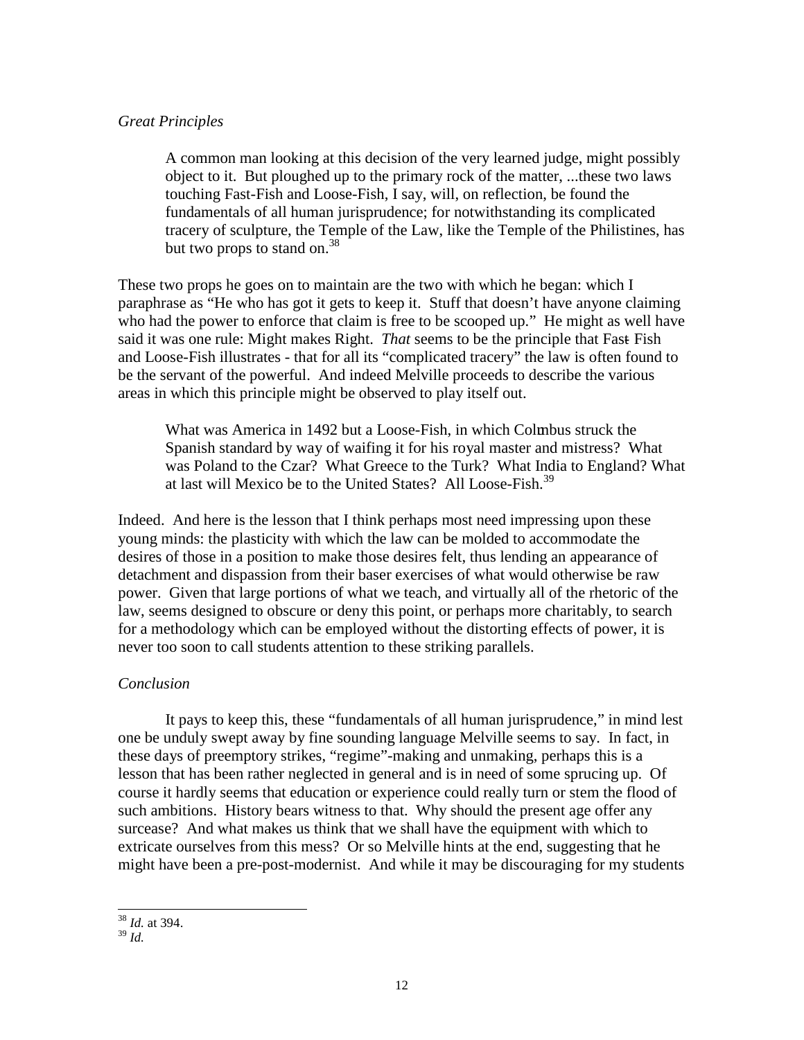*Great Principles*

> A common man looking at this decision of the very learned judge, might possibly object to it. But ploughed up to the primary rock of the matter, ...these two laws touching Fast-Fish and Loose-Fish, I say, will, on reflection, be found the fundamentals of all human jurisprudence; for notwithstanding its complicated tracery of sculpture, the Temple of the Law, like the Temple of the Philistines, has but two props to stand on.[38]

These two props he goes on to maintain are the two with which he began: which I paraphrase as "He who has got it gets to keep it. Stuff that doesn't have anyone claiming who had the power to enforce that claim is free to be scooped up." He might as well have said it was one rule: Might makes Right. *That* seems to be the principle that Fast- Fish and Loose-Fish illustrates - that for all its "complicated tracery" the law is often found to be the servant of the powerful. And indeed Melville proceeds to describe the various areas in which this principle might be observed to play itself out.

> What was America in 1492 but a Loose-Fish, in which Columbus struck the Spanish standard by way of waifing it for his royal master and mistress? What was Poland to the Czar? What Greece to the Turk? What India to England? What at last will Mexico be to the United States? All Loose-Fish.[39]

Indeed. And here is the lesson that I think perhaps most need impressing upon these young minds: the plasticity with which the law can be molded to accommodate the desires of those in a position to make those desires felt, thus lending an appearance of detachment and dispassion from their baser exercises of what would otherwise be raw power. Given that large portions of what we teach, and virtually all of the rhetoric of the law, seems designed to obscure or deny this point, or perhaps more charitably, to search for a methodology which can be employed without the distorting effects of power, it is never too soon to call students attention to these striking parallels.

*Conclusion*

It pays to keep this, these "fundamentals of all human jurisprudence," in mind lest one be unduly swept away by fine sounding language Melville seems to say. In fact, in these days of preemptory strikes, "regime"-making and unmaking, perhaps this is a lesson that has been rather neglected in general and is in need of some sprucing up. Of course it hardly seems that education or experience could really turn or stem the flood of such ambitions. History bears witness to that. Why should the present age offer any surcease? And what makes us think that we shall have the equipment with which to extricate ourselves from this mess? Or so Melville hints at the end, suggesting that he might have been a pre-post-modernist. And while it may be discouraging for my students

---

[38] *Id.* at 394.

[39] *Id.*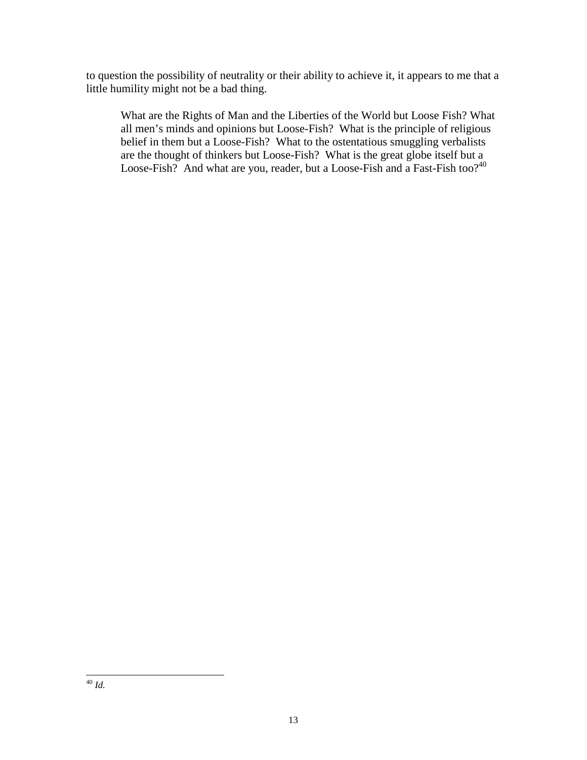to question the possibility of neutrality or their ability to achieve it, it appears to me that a little humility might not be a bad thing.

> What are the Rights of Man and the Liberties of the World but Loose Fish? What all men's minds and opinions but Loose-Fish? What is the principle of religious belief in them but a Loose-Fish? What to the ostentatious smuggling verbalists are the thought of thinkers but Loose-Fish? What is the great globe itself but a Loose-Fish? And what are you, reader, but a Loose-Fish and a Fast-Fish too?[40]

---

[40] *Id.*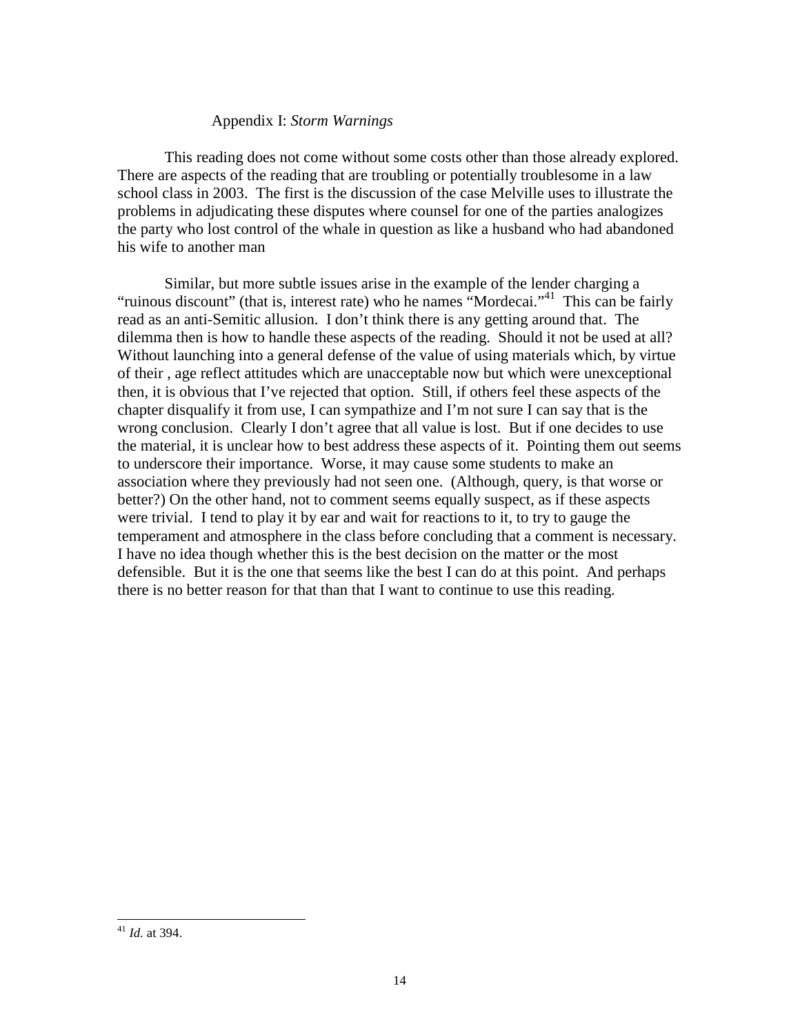## Appendix I: *Storm Warnings*

This reading does not come without some costs other than those already explored. There are aspects of the reading that are troubling or potentially troublesome in a law school class in 2003. The first is the discussion of the case Melville uses to illustrate the problems in adjudicating these disputes where counsel for one of the parties analogizes the party who lost control of the whale in question as like a husband who had abandoned his wife to another man

Similar, but more subtle issues arise in the example of the lender charging a "ruinous discount" (that is, interest rate) who he names "Mordecai."[41] This can be fairly read as an anti-Semitic allusion. I don't think there is any getting around that. The dilemma then is how to handle these aspects of the reading. Should it not be used at all? Without launching into a general defense of the value of using materials which, by virtue of their , age reflect attitudes which are unacceptable now but which were unexceptional then, it is obvious that I've rejected that option. Still, if others feel these aspects of the chapter disqualify it from use, I can sympathize and I'm not sure I can say that is the wrong conclusion. Clearly I don't agree that all value is lost. But if one decides to use the material, it is unclear how to best address these aspects of it. Pointing them out seems to underscore their importance. Worse, it may cause some students to make an association where they previously had not seen one. (Although, query, is that worse or better?) On the other hand, not to comment seems equally suspect, as if these aspects were trivial. I tend to play it by ear and wait for reactions to it, to try to gauge the temperament and atmosphere in the class before concluding that a comment is necessary. I have no idea though whether this is the best decision on the matter or the most defensible. But it is the one that seems like the best I can do at this point. And perhaps there is no better reason for that than that I want to continue to use this reading.

---

[41] *Id.* at 394.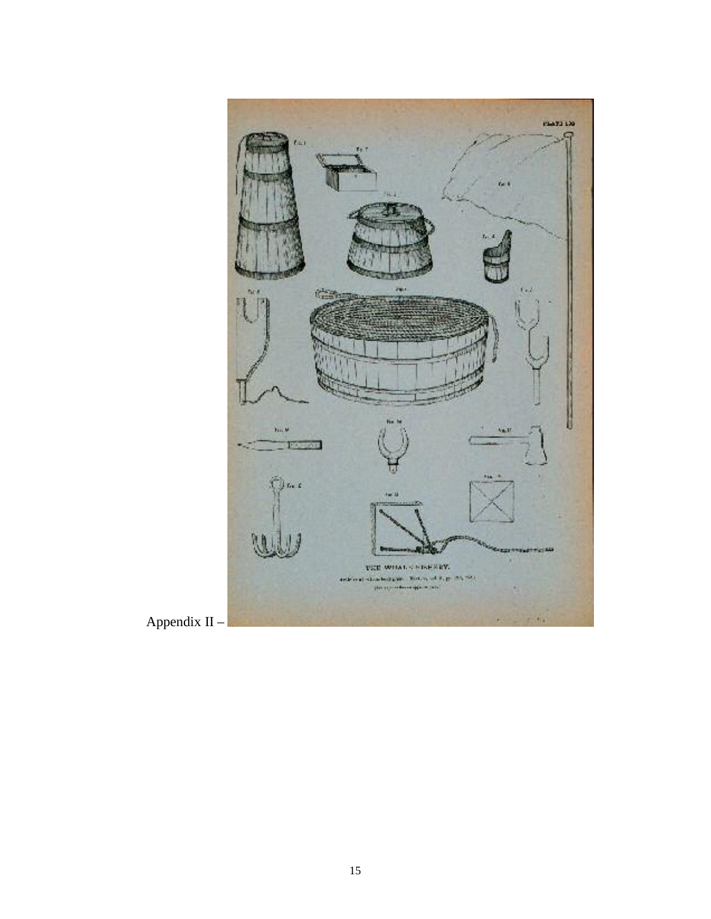Appendix II –